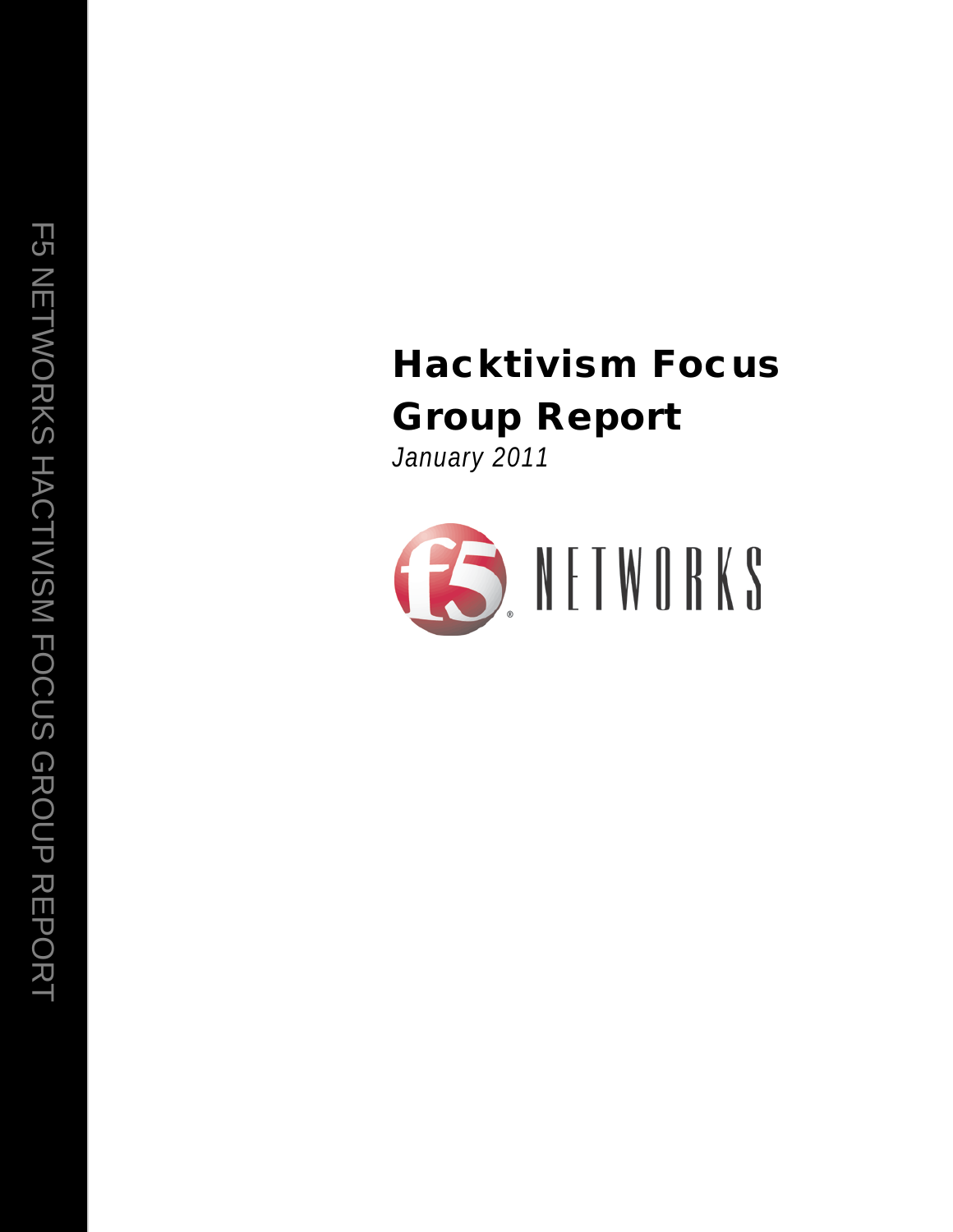# Hacktivism Focus Group Report

*January 2011*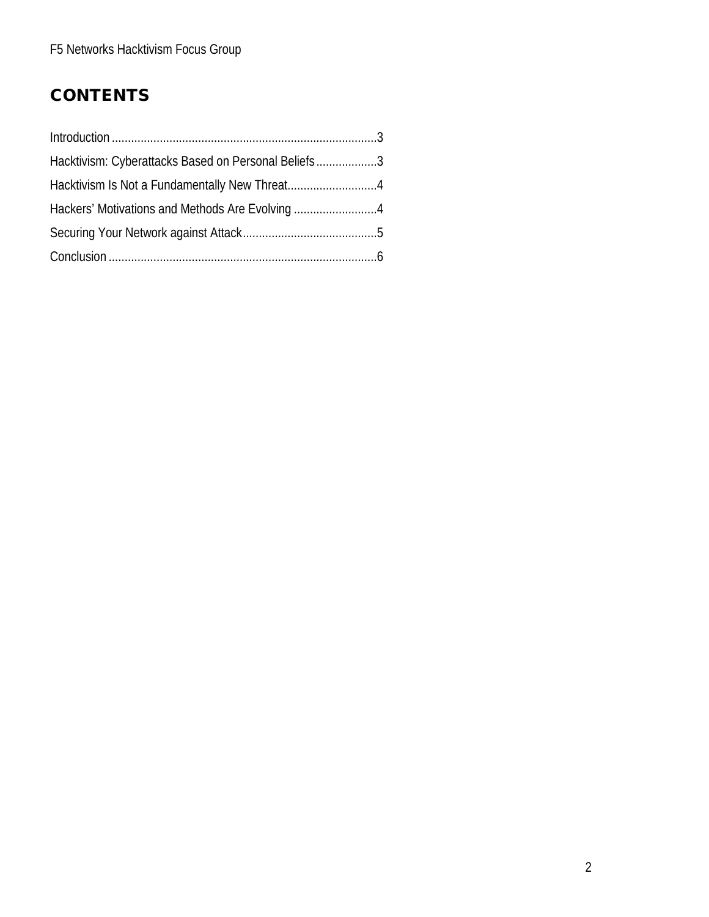# CONTENTS

Introduction .................................................................................3

Hacktivism: Cyberattacks Based on Personal Beliefs...................3

Hacktivism Is Not a Fundamentally New Threat............................4

Hackers' Motivations and Methods Are Evolving ..........................4

Securing Your Network against Attack..........................................5

Conclusion ...................................................................................6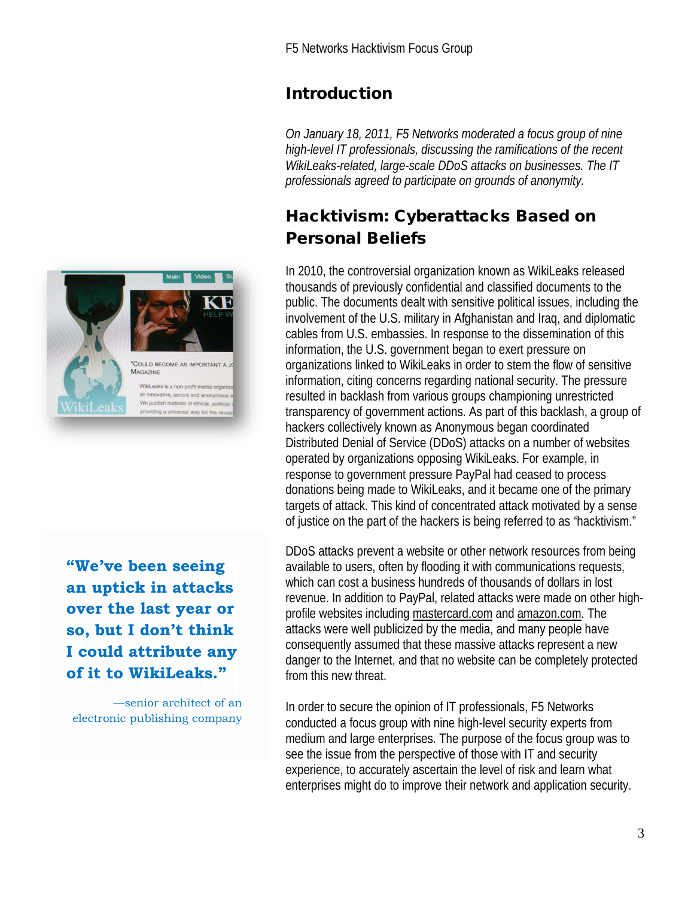## Introduction

*On January 18, 2011, F5 Networks moderated a focus group of nine high-level IT professionals, discussing the ramifications of the recent WikiLeaks-related, large-scale DDoS attacks on businesses. The IT professionals agreed to participate on grounds of anonymity.*

## Hacktivism: Cyberattacks Based on Personal Beliefs

In 2010, the controversial organization known as WikiLeaks released thousands of previously confidential and classified documents to the public. The documents dealt with sensitive political issues, including the involvement of the U.S. military in Afghanistan and Iraq, and diplomatic cables from U.S. embassies. In response to the dissemination of this information, the U.S. government began to exert pressure on organizations linked to WikiLeaks in order to stem the flow of sensitive information, citing concerns regarding national security. The pressure resulted in backlash from various groups championing unrestricted transparency of government actions. As part of this backlash, a group of hackers collectively known as Anonymous began coordinated Distributed Denial of Service (DDoS) attacks on a number of websites operated by organizations opposing WikiLeaks. For example, in response to government pressure PayPal had ceased to process donations being made to WikiLeaks, and it became one of the primary targets of attack. This kind of concentrated attack motivated by a sense of justice on the part of the hackers is being referred to as "hacktivism."

> **"We've been seeing an uptick in attacks over the last year or so, but I don't think I could attribute any of it to WikiLeaks."**
>
> —senior architect of an electronic publishing company

DDoS attacks prevent a website or other network resources from being available to users, often by flooding it with communications requests, which can cost a business hundreds of thousands of dollars in lost revenue. In addition to PayPal, related attacks were made on other high-profile websites including mastercard.com and amazon.com. The attacks were well publicized by the media, and many people have consequently assumed that these massive attacks represent a new danger to the Internet, and that no website can be completely protected from this new threat.

In order to secure the opinion of IT professionals, F5 Networks conducted a focus group with nine high-level security experts from medium and large enterprises. The purpose of the focus group was to see the issue from the perspective of those with IT and security experience, to accurately ascertain the level of risk and learn what enterprises might do to improve their network and application security.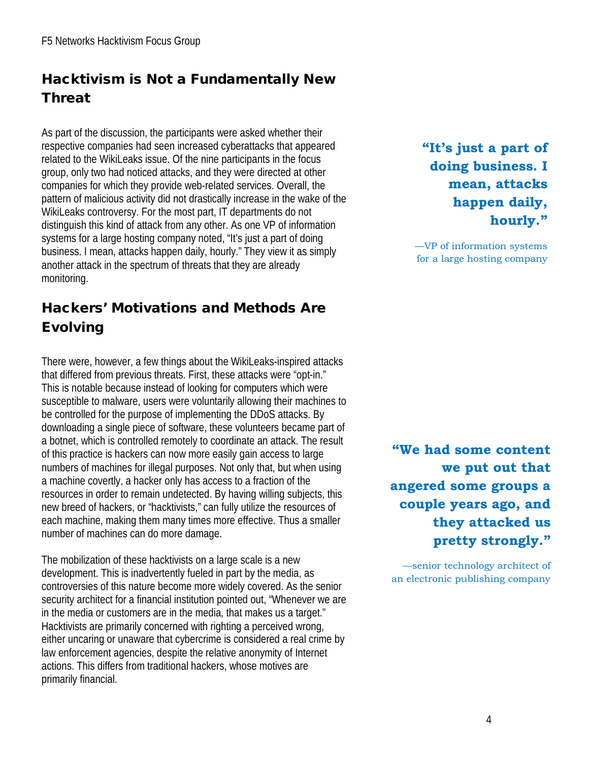## Hacktivism is Not a Fundamentally New Threat

As part of the discussion, the participants were asked whether their respective companies had seen increased cyberattacks that appeared related to the WikiLeaks issue. Of the nine participants in the focus group, only two had noticed attacks, and they were directed at other companies for which they provide web-related services. Overall, the pattern of malicious activity did not drastically increase in the wake of the WikiLeaks controversy. For the most part, IT departments do not distinguish this kind of attack from any other. As one VP of information systems for a large hosting company noted, "It's just a part of doing business. I mean, attacks happen daily, hourly." They view it as simply another attack in the spectrum of threats that they are already monitoring.

> **"It's just a part of doing business. I mean, attacks happen daily, hourly."**
>
> —VP of information systems for a large hosting company

## Hackers' Motivations and Methods Are Evolving

There were, however, a few things about the WikiLeaks-inspired attacks that differed from previous threats. First, these attacks were "opt-in." This is notable because instead of looking for computers which were susceptible to malware, users were voluntarily allowing their machines to be controlled for the purpose of implementing the DDoS attacks. By downloading a single piece of software, these volunteers became part of a botnet, which is controlled remotely to coordinate an attack. The result of this practice is hackers can now more easily gain access to large numbers of machines for illegal purposes. Not only that, but when using a machine covertly, a hacker only has access to a fraction of the resources in order to remain undetected. By having willing subjects, this new breed of hackers, or "hacktivists," can fully utilize the resources of each machine, making them many times more effective. Thus a smaller number of machines can do more damage.

> **"We had some content we put out that angered some groups a couple years ago, and they attacked us pretty strongly."**
>
> —senior technology architect of an electronic publishing company

The mobilization of these hacktivists on a large scale is a new development. This is inadvertently fueled in part by the media, as controversies of this nature become more widely covered. As the senior security architect for a financial institution pointed out, "Whenever we are in the media or customers are in the media, that makes us a target." Hacktivists are primarily concerned with righting a perceived wrong, either uncaring or unaware that cybercrime is considered a real crime by law enforcement agencies, despite the relative anonymity of Internet actions. This differs from traditional hackers, whose motives are primarily financial.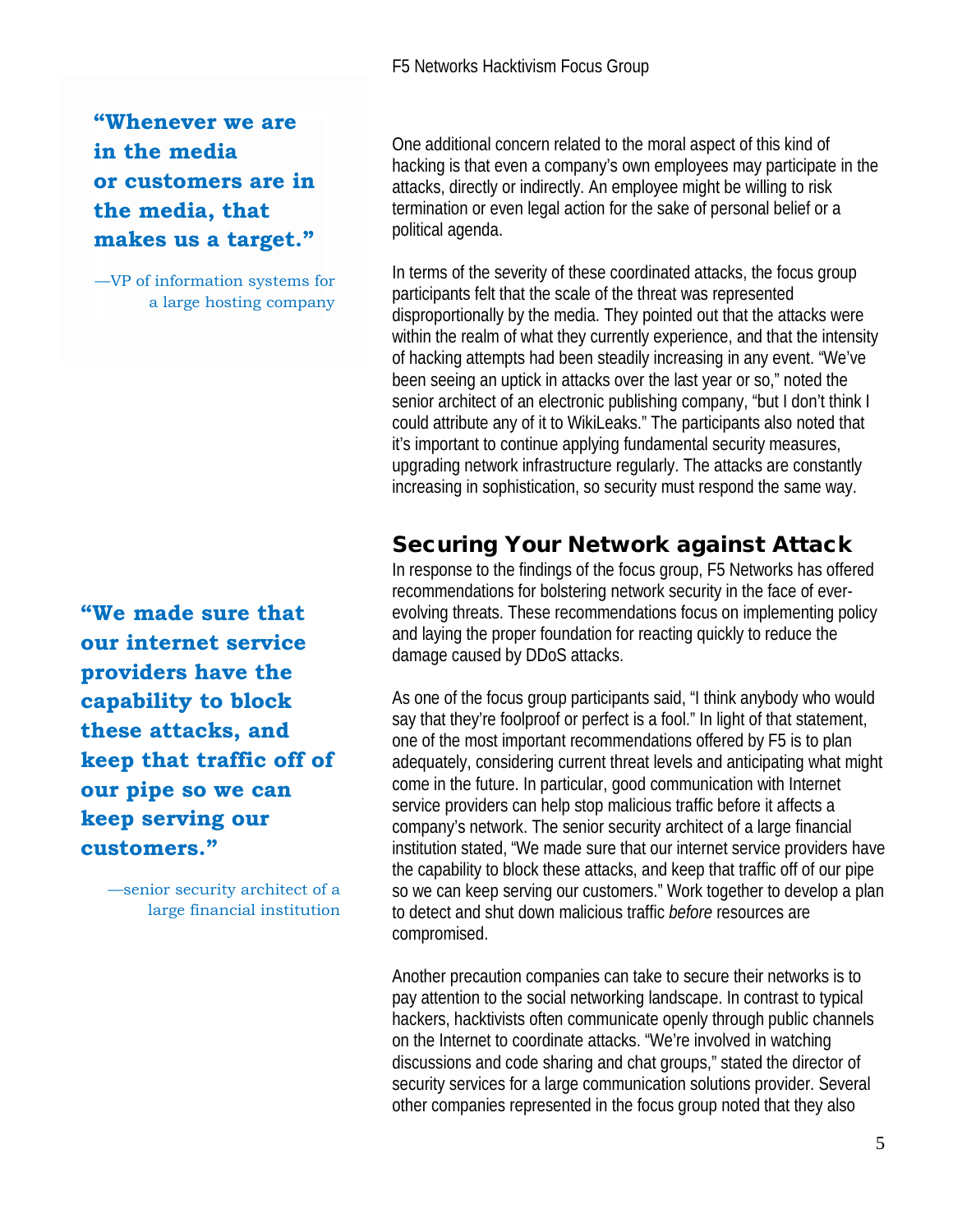> **"Whenever we are in the media or customers are in the media, that makes us a target."**
>
> —VP of information systems for a large hosting company

One additional concern related to the moral aspect of this kind of hacking is that even a company's own employees may participate in the attacks, directly or indirectly. An employee might be willing to risk termination or even legal action for the sake of personal belief or a political agenda.

In terms of the severity of these coordinated attacks, the focus group participants felt that the scale of the threat was represented disproportionally by the media. They pointed out that the attacks were within the realm of what they currently experience, and that the intensity of hacking attempts had been steadily increasing in any event. "We've been seeing an uptick in attacks over the last year or so," noted the senior architect of an electronic publishing company, "but I don't think I could attribute any of it to WikiLeaks." The participants also noted that it's important to continue applying fundamental security measures, upgrading network infrastructure regularly. The attacks are constantly increasing in sophistication, so security must respond the same way.

## Securing Your Network against Attack

In response to the findings of the focus group, F5 Networks has offered recommendations for bolstering network security in the face of ever-evolving threats. These recommendations focus on implementing policy and laying the proper foundation for reacting quickly to reduce the damage caused by DDoS attacks.

> **"We made sure that our internet service providers have the capability to block these attacks, and keep that traffic off of our pipe so we can keep serving our customers."**
>
> —senior security architect of a large financial institution

As one of the focus group participants said, "I think anybody who would say that they're foolproof or perfect is a fool." In light of that statement, one of the most important recommendations offered by F5 is to plan adequately, considering current threat levels and anticipating what might come in the future. In particular, good communication with Internet service providers can help stop malicious traffic before it affects a company's network. The senior security architect of a large financial institution stated, "We made sure that our internet service providers have the capability to block these attacks, and keep that traffic off of our pipe so we can keep serving our customers." Work together to develop a plan to detect and shut down malicious traffic *before* resources are compromised.

Another precaution companies can take to secure their networks is to pay attention to the social networking landscape. In contrast to typical hackers, hacktivists often communicate openly through public channels on the Internet to coordinate attacks. "We're involved in watching discussions and code sharing and chat groups," stated the director of security services for a large communication solutions provider. Several other companies represented in the focus group noted that they also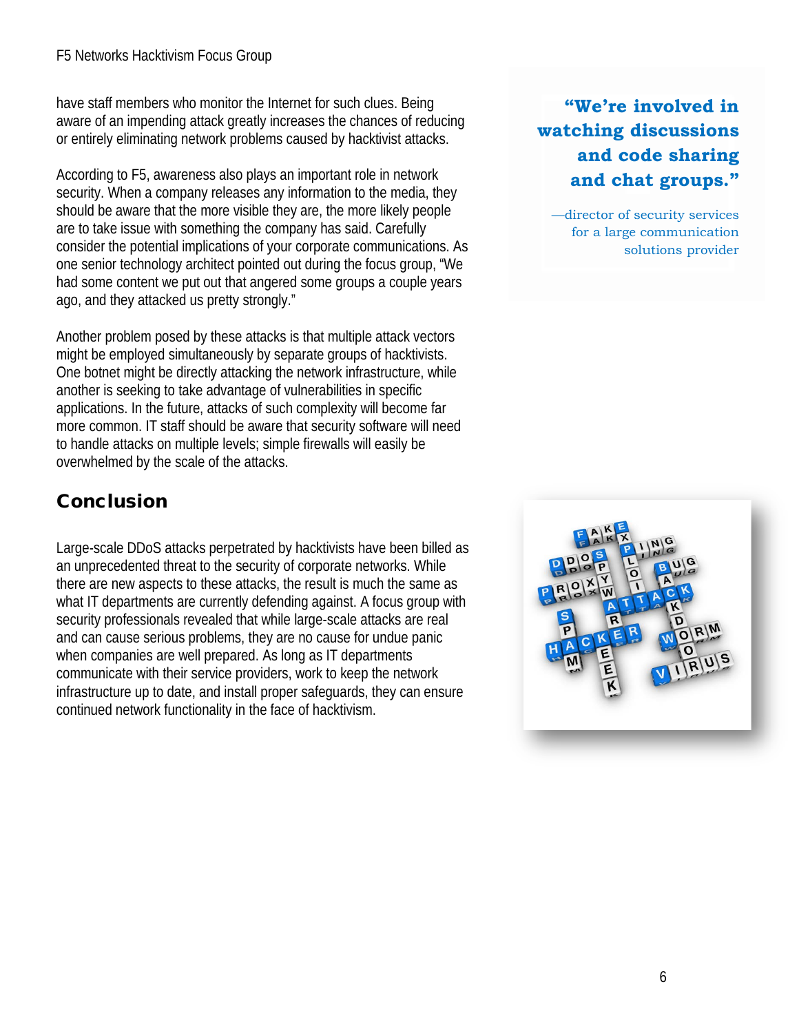have staff members who monitor the Internet for such clues. Being aware of an impending attack greatly increases the chances of reducing or entirely eliminating network problems caused by hacktivist attacks.

According to F5, awareness also plays an important role in network security. When a company releases any information to the media, they should be aware that the more visible they are, the more likely people are to take issue with something the company has said. Carefully consider the potential implications of your corporate communications. As one senior technology architect pointed out during the focus group, "We had some content we put out that angered some groups a couple years ago, and they attacked us pretty strongly."

> **"We're involved in watching discussions and code sharing and chat groups."**
>
> —director of security services for a large communication solutions provider

Another problem posed by these attacks is that multiple attack vectors might be employed simultaneously by separate groups of hacktivists. One botnet might be directly attacking the network infrastructure, while another is seeking to take advantage of vulnerabilities in specific applications. In the future, attacks of such complexity will become far more common. IT staff should be aware that security software will need to handle attacks on multiple levels; simple firewalls will easily be overwhelmed by the scale of the attacks.

## Conclusion

Large-scale DDoS attacks perpetrated by hacktivists have been billed as an unprecedented threat to the security of corporate networks. While there are new aspects to these attacks, the result is much the same as what IT departments are currently defending against. A focus group with security professionals revealed that while large-scale attacks are real and can cause serious problems, they are no cause for undue panic when companies are well prepared. As long as IT departments communicate with their service providers, work to keep the network infrastructure up to date, and install proper safeguards, they can ensure continued network functionality in the face of hacktivism.